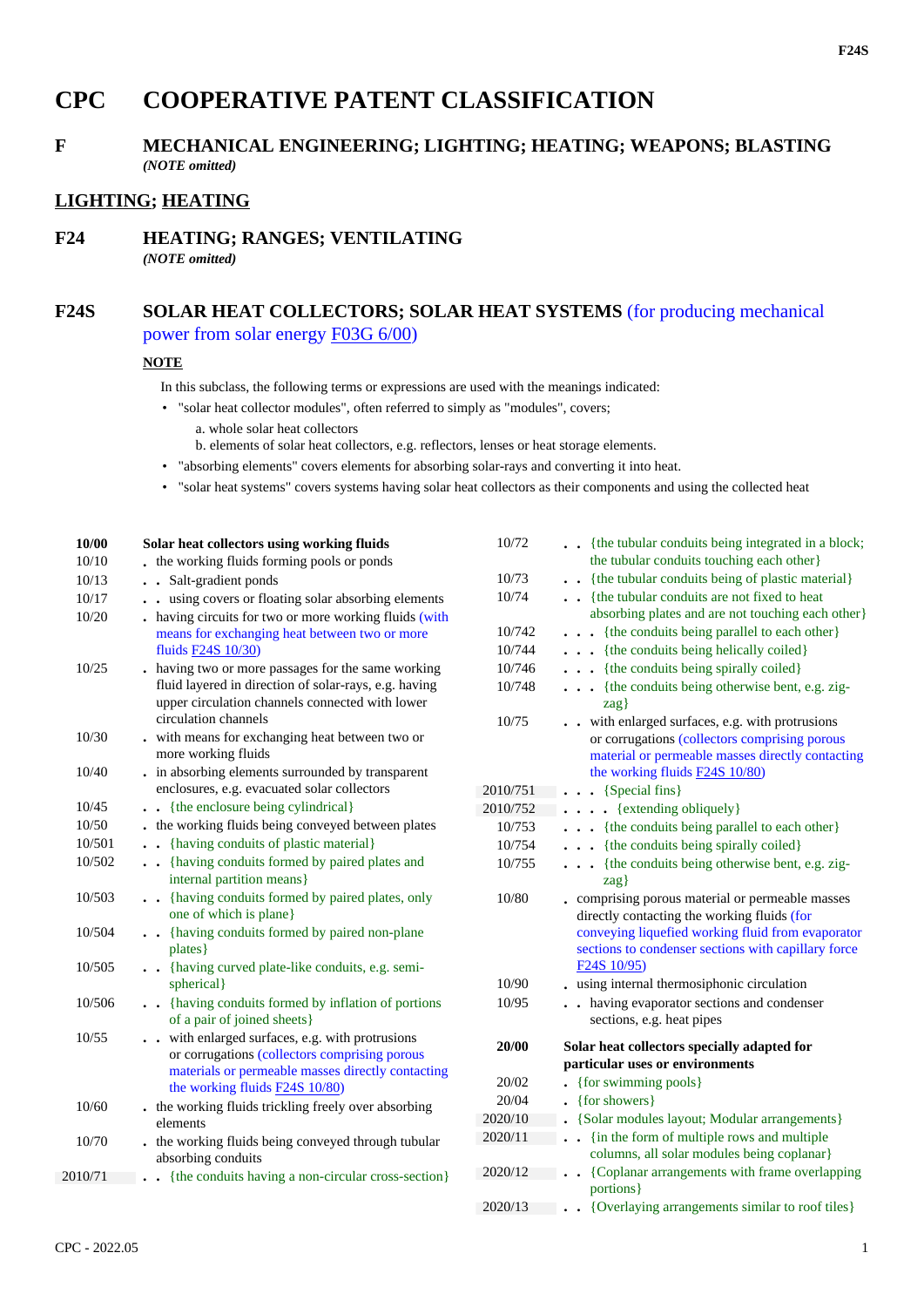# CPC COOPERATIVE PATENT CLASSIFICATION

## F MECHANICAL ENGINEERING; LIGHTING; HEATING; WEAPONS; BLASTING

*(NOTE omitted)*

## LIGHTING; HEATING

## F24 HEATING; RANGES; VENTILATING

*(NOTE omitted)*

## F24S SOLAR HEAT COLLECTORS; SOLAR HEAT SYSTEMS (for producing mechanical power from solar energy F03G 6/00)

**NOTE**

In this subclass, the following terms or expressions are used with the meanings indicated:

- "solar heat collector modules", often referred to simply as "modules", covers;
  - a. whole solar heat collectors
  - b. elements of solar heat collectors, e.g. reflectors, lenses or heat storage elements.
- "absorbing elements" covers elements for absorbing solar-rays and converting it into heat.
- "solar heat systems" covers systems having solar heat collectors as their components and using the collected heat

| | |
|---|---|
| **10/00** | **Solar heat collectors using working fluids** |
| 10/10 | . the working fluids forming pools or ponds |
| 10/13 | . . Salt-gradient ponds |
| 10/17 | . . using covers or floating solar absorbing elements |
| 10/20 | . having circuits for two or more working fluids (with means for exchanging heat between two or more fluids F24S 10/30) |
| 10/25 | . having two or more passages for the same working fluid layered in direction of solar-rays, e.g. having upper circulation channels connected with lower circulation channels |
| 10/30 | . with means for exchanging heat between two or more working fluids |
| 10/40 | . in absorbing elements surrounded by transparent enclosures, e.g. evacuated solar collectors |
| 10/45 | . . {the enclosure being cylindrical} |
| 10/50 | . the working fluids being conveyed between plates |
| 10/501 | . . {having conduits of plastic material} |
| 10/502 | . . {having conduits formed by paired plates and internal partition means} |
| 10/503 | . . {having conduits formed by paired plates, only one of which is plane} |
| 10/504 | . . {having conduits formed by paired non-plane plates} |
| 10/505 | . . {having curved plate-like conduits, e.g. semi-spherical} |
| 10/506 | . . {having conduits formed by inflation of portions of a pair of joined sheets} |
| 10/55 | . . with enlarged surfaces, e.g. with protrusions or corrugations (collectors comprising porous materials or permeable masses directly contacting the working fluids F24S 10/80) |
| 10/60 | . the working fluids trickling freely over absorbing elements |
| 10/70 | . the working fluids being conveyed through tubular absorbing conduits |
| 2010/71 | . . {the conduits having a non-circular cross-section} |
| 10/72 | . . {the tubular conduits being integrated in a block; the tubular conduits touching each other} |
| 10/73 | . . {the tubular conduits being of plastic material} |
| 10/74 | . . {the tubular conduits are not fixed to heat absorbing plates and are not touching each other} |
| 10/742 | . . . {the conduits being parallel to each other} |
| 10/744 | . . . {the conduits being helically coiled} |
| 10/746 | . . . {the conduits being spirally coiled} |
| 10/748 | . . . {the conduits being otherwise bent, e.g. zig-zag} |
| 10/75 | . . with enlarged surfaces, e.g. with protrusions or corrugations (collectors comprising porous material or permeable masses directly contacting the working fluids F24S 10/80) |
| 2010/751 | . . . {Special fins} |
| 2010/752 | . . . . {extending obliquely} |
| 10/753 | . . . {the conduits being parallel to each other} |
| 10/754 | . . . {the conduits being spirally coiled} |
| 10/755 | . . . {the conduits being otherwise bent, e.g. zig-zag} |
| 10/80 | . comprising porous material or permeable masses directly contacting the working fluids (for conveying liquefied working fluid from evaporator sections to condenser sections with capillary force F24S 10/95) |
| 10/90 | . using internal thermosiphonic circulation |
| 10/95 | . . having evaporator sections and condenser sections, e.g. heat pipes |
| **20/00** | **Solar heat collectors specially adapted for particular uses or environments** |
| 20/02 | . {for swimming pools} |
| 20/04 | . {for showers} |
| 2020/10 | . {Solar modules layout; Modular arrangements} |
| 2020/11 | . . {in the form of multiple rows and multiple columns, all solar modules being coplanar} |
| 2020/12 | . . {Coplanar arrangements with frame overlapping portions} |
| 2020/13 | . . {Overlaying arrangements similar to roof tiles} |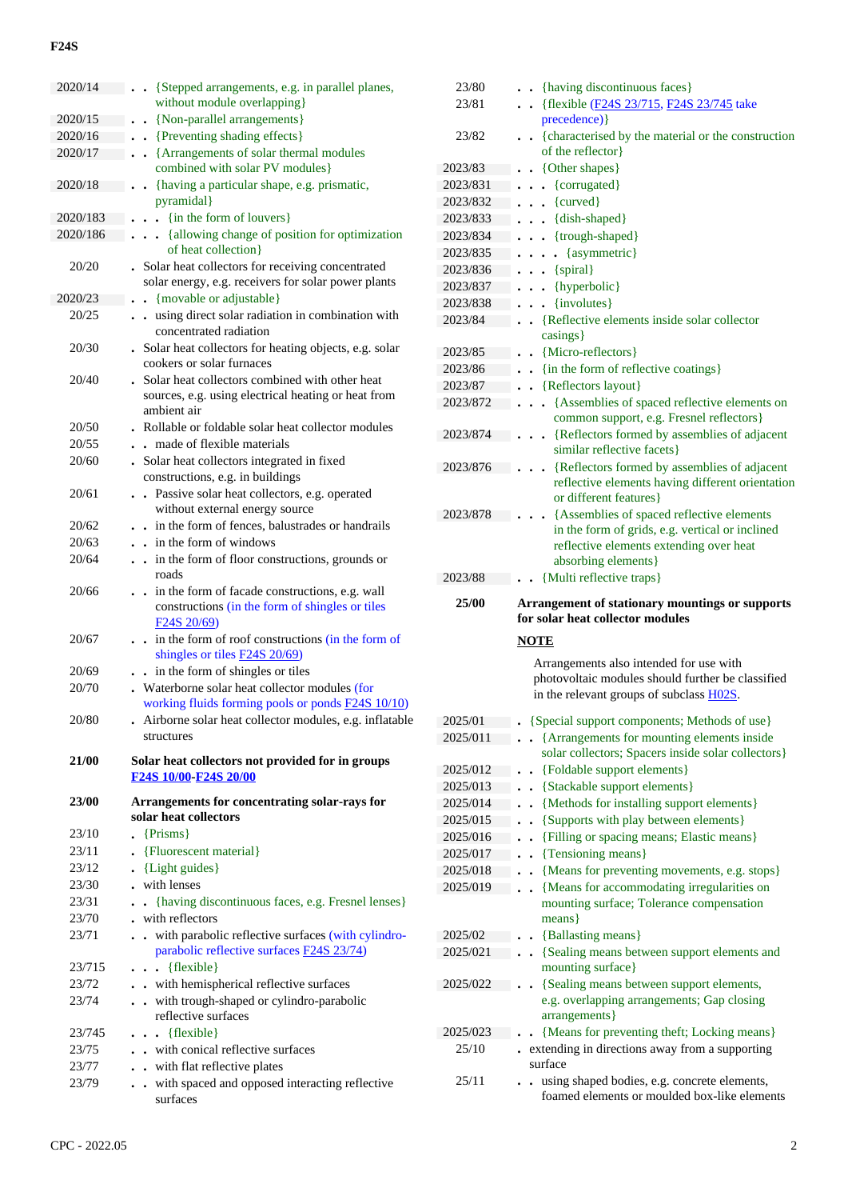| | |
|---|---|
| 2020/14 | . . {Stepped arrangements, e.g. in parallel planes, without module overlapping} |
| 2020/15 | . . {Non-parallel arrangements} |
| 2020/16 | . . {Preventing shading effects} |
| 2020/17 | . . {Arrangements of solar thermal modules combined with solar PV modules} |
| 2020/18 | . . {having a particular shape, e.g. prismatic, pyramidal} |
| 2020/183 | . . . {in the form of louvers} |
| 2020/186 | . . . {allowing change of position for optimization of heat collection} |
| 20/20 | . Solar heat collectors for receiving concentrated solar energy, e.g. receivers for solar power plants |
| 2020/23 | . . {movable or adjustable} |
| 20/25 | . . using direct solar radiation in combination with concentrated radiation |
| 20/30 | . Solar heat collectors for heating objects, e.g. solar cookers or solar furnaces |
| 20/40 | . Solar heat collectors combined with other heat sources, e.g. using electrical heating or heat from ambient air |
| 20/50 | . Rollable or foldable solar heat collector modules |
| 20/55 | . . made of flexible materials |
| 20/60 | . Solar heat collectors integrated in fixed constructions, e.g. in buildings |
| 20/61 | . . Passive solar heat collectors, e.g. operated without external energy source |
| 20/62 | . . in the form of fences, balustrades or handrails |
| 20/63 | . . in the form of windows |
| 20/64 | . . in the form of floor constructions, grounds or roads |
| 20/66 | . . in the form of facade constructions, e.g. wall constructions (in the form of shingles or tiles F24S 20/69) |
| 20/67 | . . in the form of roof constructions (in the form of shingles or tiles F24S 20/69) |
| 20/69 | . . in the form of shingles or tiles |
| 20/70 | . Waterborne solar heat collector modules (for working fluids forming pools or ponds F24S 10/10) |
| 20/80 | . Airborne solar heat collector modules, e.g. inflatable structures |
| **21/00** | **Solar heat collectors not provided for in groups F24S 10/00-F24S 20/00** |
| **23/00** | **Arrangements for concentrating solar-rays for solar heat collectors** |
| 23/10 | . {Prisms} |
| 23/11 | . {Fluorescent material} |
| 23/12 | . {Light guides} |
| 23/30 | . with lenses |
| 23/31 | . . {having discontinuous faces, e.g. Fresnel lenses} |
| 23/70 | . with reflectors |
| 23/71 | . . with parabolic reflective surfaces (with cylindro-parabolic reflective surfaces F24S 23/74) |
| 23/715 | . . . {flexible} |
| 23/72 | . . with hemispherical reflective surfaces |
| 23/74 | . . with trough-shaped or cylindro-parabolic reflective surfaces |
| 23/745 | . . . {flexible} |
| 23/75 | . . with conical reflective surfaces |
| 23/77 | . . with flat reflective plates |
| 23/79 | . . with spaced and opposed interacting reflective surfaces |
| 23/80 | . . {having discontinuous faces} |
| 23/81 | . . {flexible (F24S 23/715, F24S 23/745 take precedence)} |
| 23/82 | . . {characterised by the material or the construction of the reflector} |
| 2023/83 | . . {Other shapes} |
| 2023/831 | . . . {corrugated} |
| 2023/832 | . . . {curved} |
| 2023/833 | . . . {dish-shaped} |
| 2023/834 | . . . {trough-shaped} |
| 2023/835 | . . . . {asymmetric} |
| 2023/836 | . . . {spiral} |
| 2023/837 | . . . {hyperbolic} |
| 2023/838 | . . . {involutes} |
| 2023/84 | . . {Reflective elements inside solar collector casings} |
| 2023/85 | . . {Micro-reflectors} |
| 2023/86 | . . {in the form of reflective coatings} |
| 2023/87 | . . {Reflectors layout} |
| 2023/872 | . . . {Assemblies of spaced reflective elements on common support, e.g. Fresnel reflectors} |
| 2023/874 | . . . {Reflectors formed by assemblies of adjacent similar reflective facets} |
| 2023/876 | . . . {Reflectors formed by assemblies of adjacent reflective elements having different orientation or different features} |
| 2023/878 | . . . {Assemblies of spaced reflective elements in the form of grids, e.g. vertical or inclined reflective elements extending over heat absorbing elements} |
| 2023/88 | . . {Multi reflective traps} |
| **25/00** | **Arrangement of stationary mountings or supports for solar heat collector modules** |

**NOTE**

Arrangements also intended for use with photovoltaic modules should further be classified in the relevant groups of subclass H02S.

| | |
|---|---|
| 2025/01 | . {Special support components; Methods of use} |
| 2025/011 | . . {Arrangements for mounting elements inside solar collectors; Spacers inside solar collectors} |
| 2025/012 | . . {Foldable support elements} |
| 2025/013 | . . {Stackable support elements} |
| 2025/014 | . . {Methods for installing support elements} |
| 2025/015 | . . {Supports with play between elements} |
| 2025/016 | . . {Filling or spacing means; Elastic means} |
| 2025/017 | . . {Tensioning means} |
| 2025/018 | . . {Means for preventing movements, e.g. stops} |
| 2025/019 | . . {Means for accommodating irregularities on mounting surface; Tolerance compensation means} |
| 2025/02 | . . {Ballasting means} |
| 2025/021 | . . {Sealing means between support elements and mounting surface} |
| 2025/022 | . . {Sealing means between support elements, e.g. overlapping arrangements; Gap closing arrangements} |
| 2025/023 | . . {Means for preventing theft; Locking means} |
| 25/10 | . extending in directions away from a supporting surface |
| 25/11 | . . using shaped bodies, e.g. concrete elements, foamed elements or moulded box-like elements |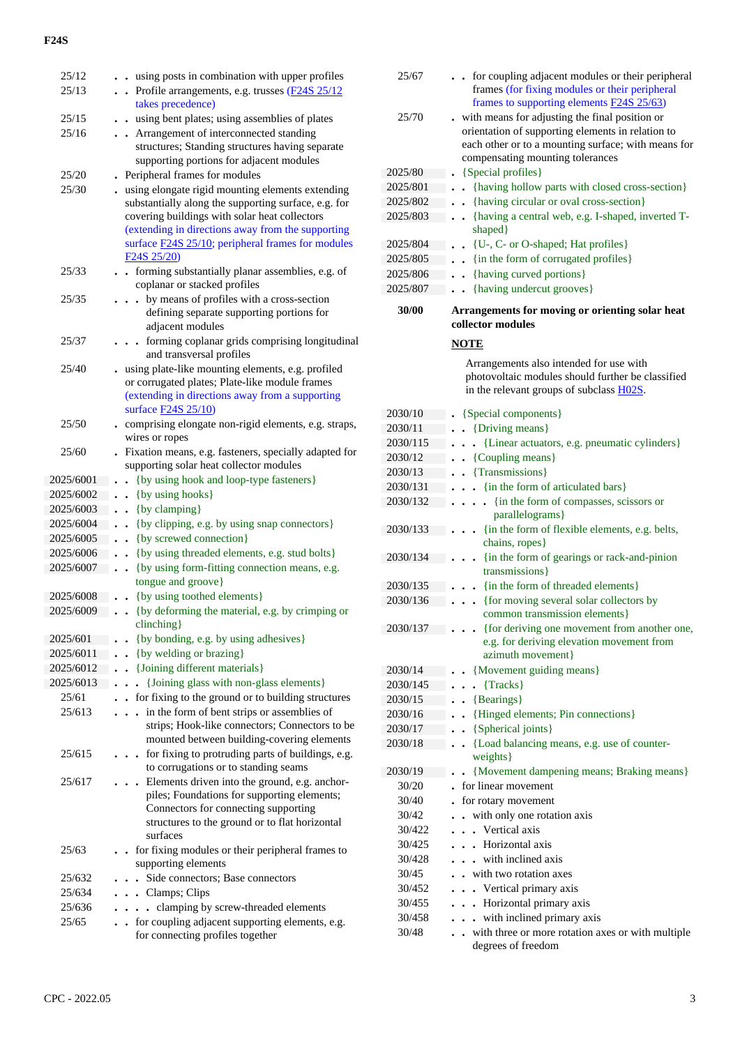| | |
|---|---|
| 25/12 | . . using posts in combination with upper profiles |
| 25/13 | . . Profile arrangements, e.g. trusses (F24S 25/12 takes precedence) |
| 25/15 | . . using bent plates; using assemblies of plates |
| 25/16 | . . Arrangement of interconnected standing structures; Standing structures having separate supporting portions for adjacent modules |
| 25/20 | . Peripheral frames for modules |
| 25/30 | . using elongate rigid mounting elements extending substantially along the supporting surface, e.g. for covering buildings with solar heat collectors (extending in directions away from the supporting surface F24S 25/10; peripheral frames for modules F24S 25/20) |
| 25/33 | . . forming substantially planar assemblies, e.g. of coplanar or stacked profiles |
| 25/35 | . . . by means of profiles with a cross-section defining separate supporting portions for adjacent modules |
| 25/37 | . . . forming coplanar grids comprising longitudinal and transversal profiles |
| 25/40 | . using plate-like mounting elements, e.g. profiled or corrugated plates; Plate-like module frames (extending in directions away from a supporting surface F24S 25/10) |
| 25/50 | . comprising elongate non-rigid elements, e.g. straps, wires or ropes |
| 25/60 | . Fixation means, e.g. fasteners, specially adapted for supporting solar heat collector modules |
| 2025/6001 | . . {by using hook and loop-type fasteners} |
| 2025/6002 | . . {by using hooks} |
| 2025/6003 | . . {by clamping} |
| 2025/6004 | . . {by clipping, e.g. by using snap connectors} |
| 2025/6005 | . . {by screwed connection} |
| 2025/6006 | . . {by using threaded elements, e.g. stud bolts} |
| 2025/6007 | . . {by using form-fitting connection means, e.g. tongue and groove} |
| 2025/6008 | . . {by using toothed elements} |
| 2025/6009 | . . {by deforming the material, e.g. by crimping or clinching} |
| 2025/601 | . . {by bonding, e.g. by using adhesives} |
| 2025/6011 | . . {by welding or brazing} |
| 2025/6012 | . . {Joining different materials} |
| 2025/6013 | . . . {Joining glass with non-glass elements} |
| 25/61 | . . for fixing to the ground or to building structures |
| 25/613 | . . . in the form of bent strips or assemblies of strips; Hook-like connectors; Connectors to be mounted between building-covering elements |
| 25/615 | . . . for fixing to protruding parts of buildings, e.g. to corrugations or to standing seams |
| 25/617 | . . . Elements driven into the ground, e.g. anchor-piles; Foundations for supporting elements; Connectors for connecting supporting structures to the ground or to flat horizontal surfaces |
| 25/63 | . . for fixing modules or their peripheral frames to supporting elements |
| 25/632 | . . . Side connectors; Base connectors |
| 25/634 | . . . Clamps; Clips |
| 25/636 | . . . . clamping by screw-threaded elements |
| 25/65 | . . for coupling adjacent supporting elements, e.g. for connecting profiles together |
| 25/67 | . . for coupling adjacent modules or their peripheral frames (for fixing modules or their peripheral frames to supporting elements F24S 25/63) |
| 25/70 | . with means for adjusting the final position or orientation of supporting elements in relation to each other or to a mounting surface; with means for compensating mounting tolerances |
| 2025/80 | . {Special profiles} |
| 2025/801 | . . {having hollow parts with closed cross-section} |
| 2025/802 | . . {having circular or oval cross-section} |
| 2025/803 | . . {having a central web, e.g. I-shaped, inverted T-shaped} |
| 2025/804 | . . {U-, C- or O-shaped; Hat profiles} |
| 2025/805 | . . {in the form of corrugated profiles} |
| 2025/806 | . . {having curved portions} |
| 2025/807 | . . {having undercut grooves} |
| **30/00** | **Arrangements for moving or orienting solar heat collector modules** |

**NOTE**

Arrangements also intended for use with photovoltaic modules should further be classified in the relevant groups of subclass H02S.

| | |
|---|---|
| 2030/10 | . {Special components} |
| 2030/11 | . . {Driving means} |
| 2030/115 | . . . {Linear actuators, e.g. pneumatic cylinders} |
| 2030/12 | . . {Coupling means} |
| 2030/13 | . . {Transmissions} |
| 2030/131 | . . . {in the form of articulated bars} |
| 2030/132 | . . . . {in the form of compasses, scissors or parallelograms} |
| 2030/133 | . . . {in the form of flexible elements, e.g. belts, chains, ropes} |
| 2030/134 | . . . {in the form of gearings or rack-and-pinion transmissions} |
| 2030/135 | . . . {in the form of threaded elements} |
| 2030/136 | . . . {for moving several solar collectors by common transmission elements} |
| 2030/137 | . . . {for deriving one movement from another one, e.g. for deriving elevation movement from azimuth movement} |
| 2030/14 | . . {Movement guiding means} |
| 2030/145 | . . . {Tracks} |
| 2030/15 | . . {Bearings} |
| 2030/16 | . . {Hinged elements; Pin connections} |
| 2030/17 | . . {Spherical joints} |
| 2030/18 | . . {Load balancing means, e.g. use of counter-weights} |
| 2030/19 | . . {Movement dampening means; Braking means} |
| 30/20 | . for linear movement |
| 30/40 | . for rotary movement |
| 30/42 | . . with only one rotation axis |
| 30/422 | . . . Vertical axis |
| 30/425 | . . . Horizontal axis |
| 30/428 | . . . with inclined axis |
| 30/45 | . . with two rotation axes |
| 30/452 | . . . Vertical primary axis |
| 30/455 | . . . Horizontal primary axis |
| 30/458 | . . . with inclined primary axis |
| 30/48 | . . with three or more rotation axes or with multiple degrees of freedom |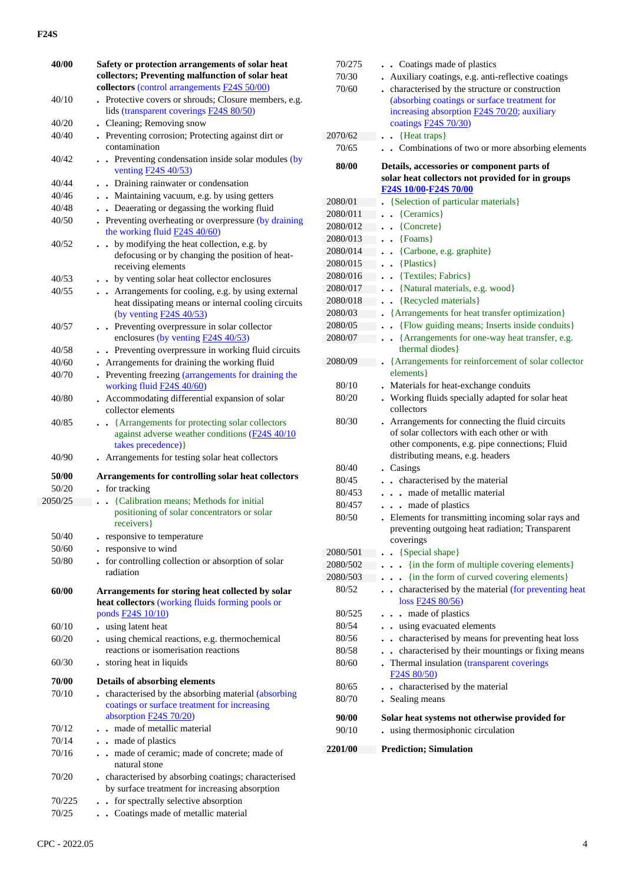| | |
|---|---|
| **40/00** | **Safety or protection arrangements of solar heat collectors; Preventing malfunction of solar heat collectors** (control arrangements F24S 50/00) |
| 40/10 | . Protective covers or shrouds; Closure members, e.g. lids (transparent coverings F24S 80/50) |
| 40/20 | . Cleaning; Removing snow |
| 40/40 | . Preventing corrosion; Protecting against dirt or contamination |
| 40/42 | . . Preventing condensation inside solar modules (by venting F24S 40/53) |
| 40/44 | . . Draining rainwater or condensation |
| 40/46 | . . Maintaining vacuum, e.g. by using getters |
| 40/48 | . . Deaerating or degassing the working fluid |
| 40/50 | . Preventing overheating or overpressure (by draining the working fluid F24S 40/60) |
| 40/52 | . . by modifying the heat collection, e.g. by defocusing or by changing the position of heat-receiving elements |
| 40/53 | . . by venting solar heat collector enclosures |
| 40/55 | . . Arrangements for cooling, e.g. by using external heat dissipating means or internal cooling circuits (by venting F24S 40/53) |
| 40/57 | . . Preventing overpressure in solar collector enclosures (by venting F24S 40/53) |
| 40/58 | . . Preventing overpressure in working fluid circuits |
| 40/60 | . Arrangements for draining the working fluid |
| 40/70 | . Preventing freezing (arrangements for draining the working fluid F24S 40/60) |
| 40/80 | . Accommodating differential expansion of solar collector elements |
| 40/85 | . . {Arrangements for protecting solar collectors against adverse weather conditions (F24S 40/10 takes precedence)} |
| 40/90 | . Arrangements for testing solar heat collectors |
| **50/00** | **Arrangements for controlling solar heat collectors** |
| 50/20 | . for tracking |
| 2050/25 | . . {Calibration means; Methods for initial positioning of solar concentrators or solar receivers} |
| 50/40 | . responsive to temperature |
| 50/60 | . responsive to wind |
| 50/80 | . for controlling collection or absorption of solar radiation |
| **60/00** | **Arrangements for storing heat collected by solar heat collectors** (working fluids forming pools or ponds F24S 10/10) |
| 60/10 | . using latent heat |
| 60/20 | . using chemical reactions, e.g. thermochemical reactions or isomerisation reactions |
| 60/30 | . storing heat in liquids |
| **70/00** | **Details of absorbing elements** |
| 70/10 | . characterised by the absorbing material (absorbing coatings or surface treatment for increasing absorption F24S 70/20) |
| 70/12 | . . made of metallic material |
| 70/14 | . . made of plastics |
| 70/16 | . . made of ceramic; made of concrete; made of natural stone |
| 70/20 | . characterised by absorbing coatings; characterised by surface treatment for increasing absorption |
| 70/225 | . . for spectrally selective absorption |
| 70/25 | . . Coatings made of metallic material |
| 70/275 | . . Coatings made of plastics |
| 70/30 | . Auxiliary coatings, e.g. anti-reflective coatings |
| 70/60 | . characterised by the structure or construction (absorbing coatings or surface treatment for increasing absorption F24S 70/20; auxiliary coatings F24S 70/30) |
| 2070/62 | . . {Heat traps} |
| 70/65 | . . Combinations of two or more absorbing elements |
| **80/00** | **Details, accessories or component parts of solar heat collectors not provided for in groups F24S 10/00-F24S 70/00** |
| 2080/01 | . {Selection of particular materials} |
| 2080/011 | . . {Ceramics} |
| 2080/012 | . . {Concrete} |
| 2080/013 | . . {Foams} |
| 2080/014 | . . {Carbone, e.g. graphite} |
| 2080/015 | . . {Plastics} |
| 2080/016 | . . {Textiles; Fabrics} |
| 2080/017 | . . {Natural materials, e.g. wood} |
| 2080/018 | . . {Recycled materials} |
| 2080/03 | . {Arrangements for heat transfer optimization} |
| 2080/05 | . . {Flow guiding means; Inserts inside conduits} |
| 2080/07 | . . {Arrangements for one-way heat transfer, e.g. thermal diodes} |
| 2080/09 | . {Arrangements for reinforcement of solar collector elements} |
| 80/10 | . Materials for heat-exchange conduits |
| 80/20 | . Working fluids specially adapted for solar heat collectors |
| 80/30 | . Arrangements for connecting the fluid circuits of solar collectors with each other or with other components, e.g. pipe connections; Fluid distributing means, e.g. headers |
| 80/40 | . Casings |
| 80/45 | . . characterised by the material |
| 80/453 | . . . made of metallic material |
| 80/457 | . . . made of plastics |
| 80/50 | . Elements for transmitting incoming solar rays and preventing outgoing heat radiation; Transparent coverings |
| 2080/501 | . . {Special shape} |
| 2080/502 | . . . {in the form of multiple covering elements} |
| 2080/503 | . . . {in the form of curved covering elements} |
| 80/52 | . . characterised by the material (for preventing heat loss F24S 80/56) |
| 80/525 | . . . made of plastics |
| 80/54 | . . using evacuated elements |
| 80/56 | . . characterised by means for preventing heat loss |
| 80/58 | . . characterised by their mountings or fixing means |
| 80/60 | . Thermal insulation (transparent coverings F24S 80/50) |
| 80/65 | . . characterised by the material |
| 80/70 | . Sealing means |
| **90/00** | **Solar heat systems not otherwise provided for** |
| 90/10 | . using thermosiphonic circulation |
| **2201/00** | **Prediction; Simulation** |